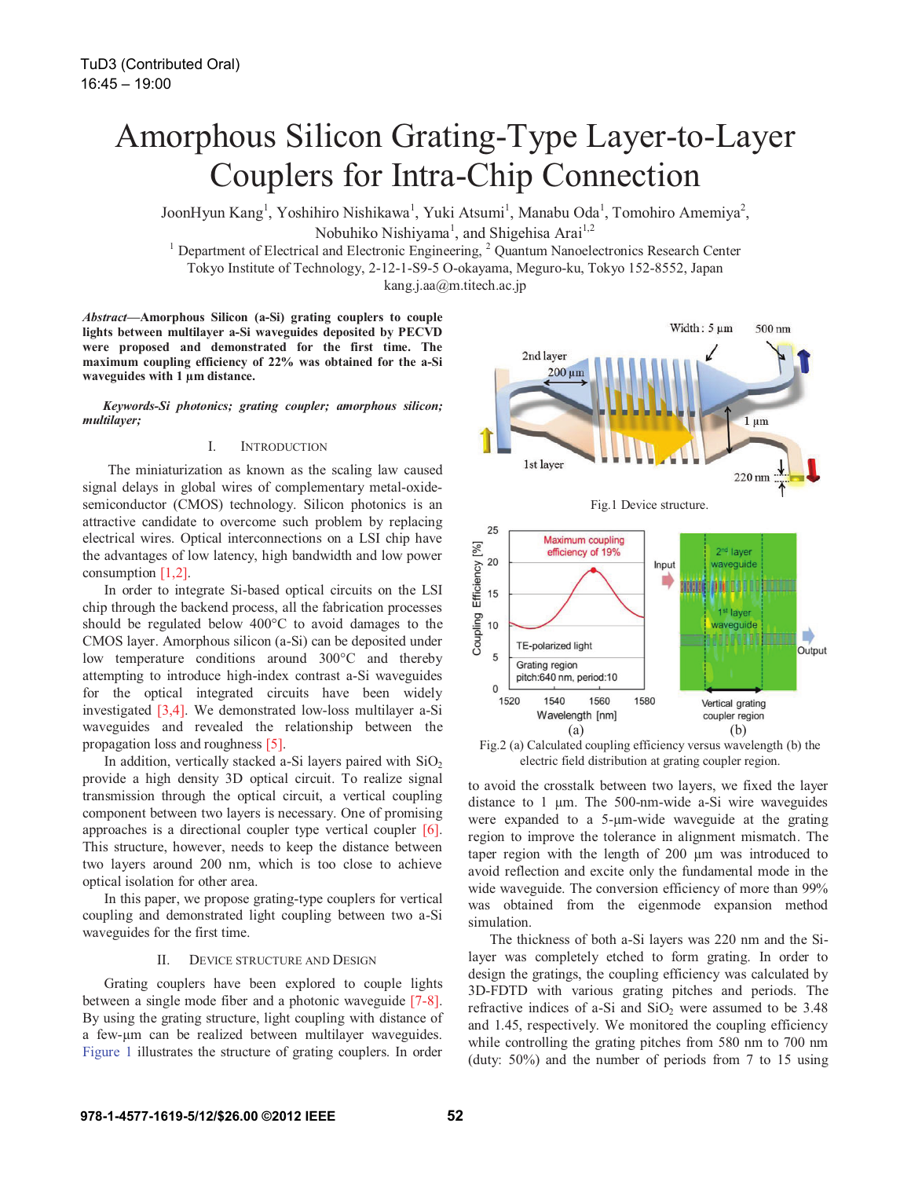# Amorphous Silicon Grating-Type Layer-to-Layer Couplers for Intra-Chip Connection

JoonHyun Kang[1], Yoshihiro Nishikawa[1], Yuki Atsumi[1], Manabu Oda[1], Tomohiro Amemiya[2], Nobuhiko Nishiyama[1], and Shigehisa Arai[1,2]

[1] Department of Electrical and Electronic Engineering, [2] Quantum Nanoelectronics Research Center
Tokyo Institute of Technology, 2-12-1-S9-5 O-okayama, Meguro-ku, Tokyo 152-8552, Japan
kang.j.aa@m.titech.ac.jp

***Abstract*—Amorphous Silicon (a-Si) grating couplers to couple lights between multilayer a-Si waveguides deposited by PECVD were proposed and demonstrated for the first time. The maximum coupling efficiency of 22% was obtained for the a-Si waveguides with 1 µm distance.**

***Keywords-Si photonics; grating coupler; amorphous silicon; multilayer;***

## I. Introduction

The miniaturization as known as the scaling law caused signal delays in global wires of complementary metal-oxide-semiconductor (CMOS) technology. Silicon photonics is an attractive candidate to overcome such problem by replacing electrical wires. Optical interconnections on a LSI chip have the advantages of low latency, high bandwidth and low power consumption [1,2].

In order to integrate Si-based optical circuits on the LSI chip through the backend process, all the fabrication processes should be regulated below 400°C to avoid damages to the CMOS layer. Amorphous silicon (a-Si) can be deposited under low temperature conditions around 300°C and thereby attempting to introduce high-index contrast a-Si waveguides for the optical integrated circuits have been widely investigated [3,4]. We demonstrated low-loss multilayer a-Si waveguides and revealed the relationship between the propagation loss and roughness [5].

In addition, vertically stacked a-Si layers paired with $SiO_2$ provide a high density 3D optical circuit. To realize signal transmission through the optical circuit, a vertical coupling component between two layers is necessary. One of promising approaches is a directional coupler type vertical coupler [6]. This structure, however, needs to keep the distance between two layers around 200 nm, which is too close to achieve optical isolation for other area.

In this paper, we propose grating-type couplers for vertical coupling and demonstrated light coupling between two a-Si waveguides for the first time.

## II. Device Structure and Design

Grating couplers have been explored to couple lights between a single mode fiber and a photonic waveguide [7-8]. By using the grating structure, light coupling with distance of a few-µm can be realized between multilayer waveguides. Figure 1 illustrates the structure of grating couplers. In order to avoid the crosstalk between two layers, we fixed the layer distance to 1 µm. The 500-nm-wide a-Si wire waveguides were expanded to a 5-µm-wide waveguide at the grating region to improve the tolerance in alignment mismatch. The taper region with the length of 200 µm was introduced to avoid reflection and excite only the fundamental mode in the wide waveguide. The conversion efficiency of more than 99% was obtained from the eigenmode expansion method simulation.

Fig.1 Device structure.

Fig.2 (a) Calculated coupling efficiency versus wavelength (b) the electric field distribution at grating coupler region.

The thickness of both a-Si layers was 220 nm and the Si-layer was completely etched to form grating. In order to design the gratings, the coupling efficiency was calculated by 3D-FDTD with various grating pitches and periods. The refractive indices of a-Si and $SiO_2$ were assumed to be 3.48 and 1.45, respectively. We monitored the coupling efficiency while controlling the grating pitches from 580 nm to 700 nm (duty: 50%) and the number of periods from 7 to 15 using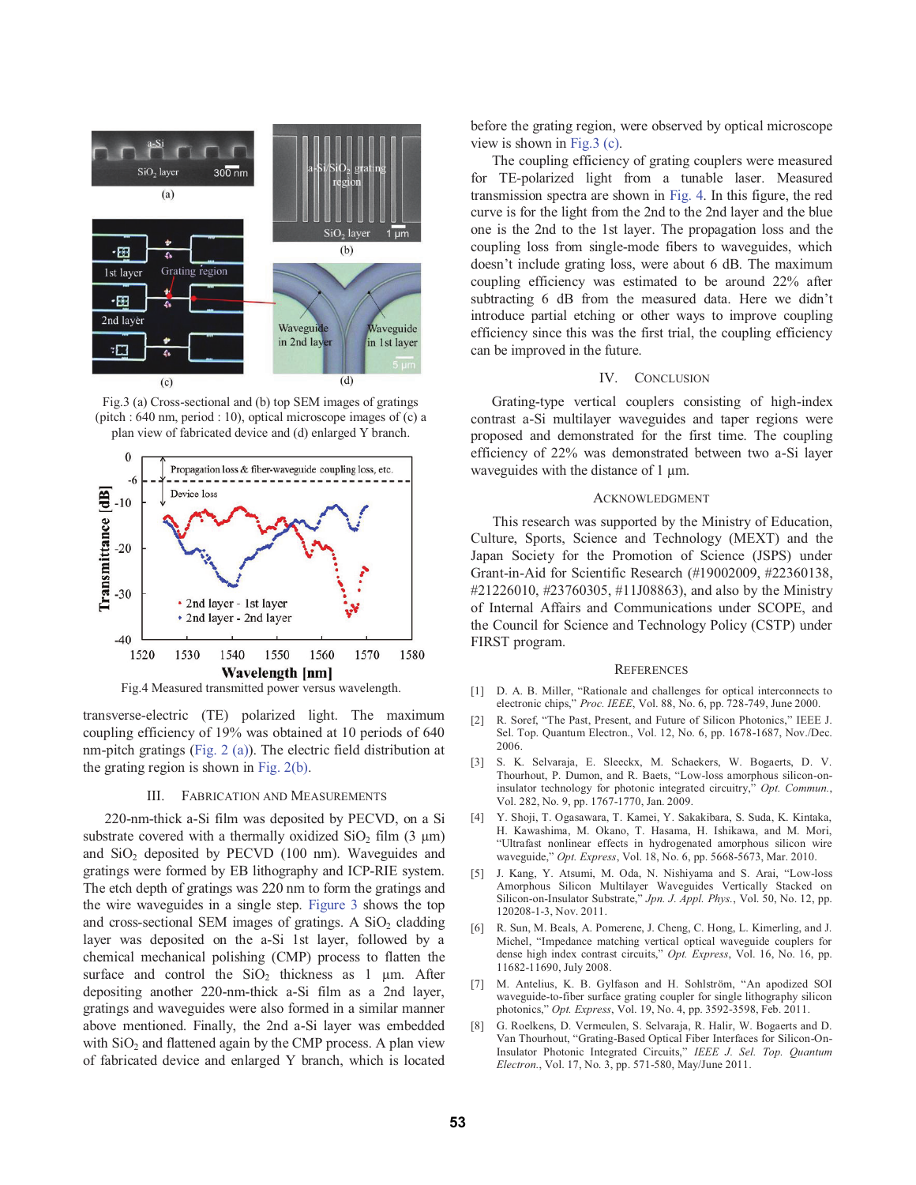a-Si

$SiO_2$ layer

300 nm

(a)

a-Si/$SiO_2$ grating region

$SiO_2$ layer

1 μm

(b)

1st layer

Grating region

2nd layer

(c)

Waveguide in 2nd layer

Waveguide in 1st layer

5 μm

(d)

Fig.3 (a) Cross-sectional and (b) top SEM images of gratings (pitch : 640 nm, period : 10), optical microscope images of (c) a plan view of fabricated device and (d) enlarged Y branch.

Transmittance [dB]

0
-6
-10
-20
-30
-40

Propagation loss & fiber-waveguide coupling loss, etc.

Device loss

2nd layer - 1st layer

2nd layer - 2nd layer

1520 1530 1540 1550 1560 1570 1580

Wavelength [nm]

Fig.4 Measured transmitted power versus wavelength.

transverse-electric (TE) polarized light. The maximum coupling efficiency of 19% was obtained at 10 periods of 640 nm-pitch gratings (Fig. 2 (a)). The electric field distribution at the grating region is shown in Fig. 2(b).

## III. Fabrication and Measurements

220-nm-thick a-Si film was deposited by PECVD, on a Si substrate covered with a thermally oxidized $SiO_2$ film (3 μm) and $SiO_2$ deposited by PECVD (100 nm). Waveguides and gratings were formed by EB lithography and ICP-RIE system. The etch depth of gratings was 220 nm to form the gratings and the wire waveguides in a single step. Figure 3 shows the top and cross-sectional SEM images of gratings. A $SiO_2$ cladding layer was deposited on the a-Si 1st layer, followed by a chemical mechanical polishing (CMP) process to flatten the surface and control the $SiO_2$ thickness as 1 μm. After depositing another 220-nm-thick a-Si film as a 2nd layer, gratings and waveguides were also formed in a similar manner above mentioned. Finally, the 2nd a-Si layer was embedded with $SiO_2$ and flattened again by the CMP process. A plan view of fabricated device and enlarged Y branch, which is located before the grating region, were observed by optical microscope view is shown in Fig.3 (c).

The coupling efficiency of grating couplers were measured for TE-polarized light from a tunable laser. Measured transmission spectra are shown in Fig. 4. In this figure, the red curve is for the light from the 2nd to the 2nd layer and the blue one is the 2nd to the 1st layer. The propagation loss and the coupling loss from single-mode fibers to waveguides, which doesn't include grating loss, were about 6 dB. The maximum coupling efficiency was estimated to be around 22% after subtracting 6 dB from the measured data. Here we didn't introduce partial etching or other ways to improve coupling efficiency since this was the first trial, the coupling efficiency can be improved in the future.

## IV. Conclusion

Grating-type vertical couplers consisting of high-index contrast a-Si multilayer waveguides and taper regions were proposed and demonstrated for the first time. The coupling efficiency of 22% was demonstrated between two a-Si layer waveguides with the distance of 1 μm.

## Acknowledgment

This research was supported by the Ministry of Education, Culture, Sports, Science and Technology (MEXT) and the Japan Society for the Promotion of Science (JSPS) under Grant-in-Aid for Scientific Research (#19002009, #22360138, #21226010, #23760305, #11J08863), and also by the Ministry of Internal Affairs and Communications under SCOPE, and the Council for Science and Technology Policy (CSTP) under FIRST program.

## References

[1] D. A. B. Miller, "Rationale and challenges for optical interconnects to electronic chips," *Proc. IEEE*, Vol. 88, No. 6, pp. 728-749, June 2000.

[2] R. Soref, "The Past, Present, and Future of Silicon Photonics," IEEE J. Sel. Top. Quantum Electron., Vol. 12, No. 6, pp. 1678-1687, Nov./Dec. 2006.

[3] S. K. Selvaraja, E. Sleeckx, M. Schaekers, W. Bogaerts, D. V. Thourhout, P. Dumon, and R. Baets, "Low-loss amorphous silicon-on-insulator technology for photonic integrated circuitry," *Opt. Commun.*, Vol. 282, No. 9, pp. 1767-1770, Jan. 2009.

[4] Y. Shoji, T. Ogasawara, T. Kamei, Y. Sakakibara, S. Suda, K. Kintaka, H. Kawashima, M. Okano, T. Hasama, H. Ishikawa, and M. Mori, "Ultrafast nonlinear effects in hydrogenated amorphous silicon wire waveguide," *Opt. Express*, Vol. 18, No. 6, pp. 5668-5673, Mar. 2010.

[5] J. Kang, Y. Atsumi, M. Oda, N. Nishiyama and S. Arai, "Low-loss Amorphous Silicon Multilayer Waveguides Vertically Stacked on Silicon-on-Insulator Substrate," *Jpn. J. Appl. Phys.*, Vol. 50, No. 12, pp. 120208-1-3, Nov. 2011.

[6] R. Sun, M. Beals, A. Pomerene, J. Cheng, C. Hong, L. Kimerling, and J. Michel, "Impedance matching vertical optical waveguide couplers for dense high index contrast circuits," *Opt. Express*, Vol. 16, No. 16, pp. 11682-11690, July 2008.

[7] M. Antelius, K. B. Gylfason and H. Sohlström, "An apodized SOI waveguide-to-fiber surface grating coupler for single lithography silicon photonics," *Opt. Express*, Vol. 19, No. 4, pp. 3592-3598, Feb. 2011.

[8] G. Roelkens, D. Vermeulen, S. Selvaraja, R. Halir, W. Bogaerts and D. Van Thourhout, "Grating-Based Optical Fiber Interfaces for Silicon-On-Insulator Photonic Integrated Circuits," *IEEE J. Sel. Top. Quantum Electron.*, Vol. 17, No. 3, pp. 571-580, May/June 2011.